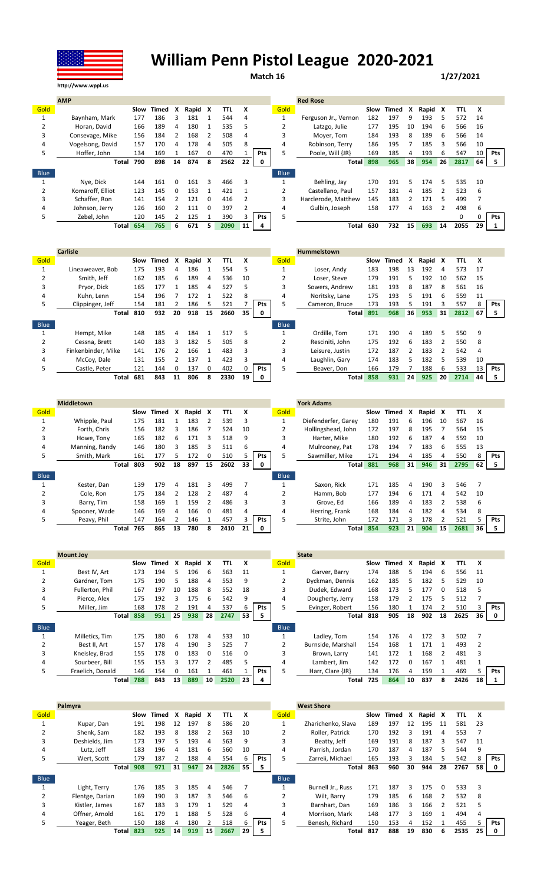# William Penn Pistol League 2020-2021

http://www.wppl.us

**Match 16** — **1/27/2021**

## AMP vs Red Rose

| AMP | | Slow | Timed | X | Rapid | X | TTL | X | | Red Rose | | Slow | Timed | X | Rapid | X | TTL | X | |
|---|---|---|---|---|---|---|---|---|---|---|---|---|---|---|---|---|---|---|---|
| Gold | | | | | | | | | | Gold | | | | | | | | | |
| 1 | Baynham, Mark | 177 | 186 | 3 | 181 | 1 | 544 | 4 | | 1 | Ferguson Jr., Vernon | 182 | 197 | 9 | 193 | 5 | 572 | 14 | |
| 2 | Horan, David | 166 | 189 | 4 | 180 | 1 | 535 | 5 | | 2 | Latzgo, Julie | 177 | 195 | 10 | 194 | 6 | 566 | 16 | |
| 3 | Consevage, Mike | 156 | 184 | 2 | 168 | 2 | 508 | 4 | | 3 | Moyer, Tom | 184 | 193 | 8 | 189 | 6 | 566 | 14 | |
| 4 | Vogelsong, David | 157 | 170 | 4 | 178 | 4 | 505 | 8 | | 4 | Robinson, Terry | 186 | 195 | 7 | 185 | 3 | 566 | 10 | |
| 5 | Hoffer, John | 134 | 169 | 1 | 167 | 0 | 470 | 1 | Pts | 5 | Poole, Will {JR} | 169 | 185 | 4 | 193 | 6 | 547 | 10 | Pts |
| | Total | 790 | 898 | 14 | 874 | 8 | 2562 | 22 | 0 | | Total | 898 | 965 | 38 | 954 | 26 | 2817 | 64 | 5 |
| Blue | | | | | | | | | | Blue | | | | | | | | | |
| 1 | Nye, Dick | 144 | 161 | 0 | 161 | 3 | 466 | 3 | | 1 | Behling, Jay | 170 | 191 | 5 | 174 | 5 | 535 | 10 | |
| 2 | Komaroff, Elliot | 123 | 145 | 0 | 153 | 1 | 421 | 1 | | 2 | Castellano, Paul | 157 | 181 | 4 | 185 | 2 | 523 | 6 | |
| 3 | Schaffer, Ron | 141 | 154 | 2 | 121 | 0 | 416 | 2 | | 3 | Harclerode, Matthew | 145 | 183 | 2 | 171 | 5 | 499 | 7 | |
| 4 | Johnson, Jerry | 126 | 160 | 2 | 111 | 0 | 397 | 2 | | 4 | Gulbin, Joseph | 158 | 177 | 4 | 163 | 2 | 498 | 6 | |
| 5 | Zebel, John | 120 | 145 | 2 | 125 | 1 | 390 | 3 | Pts | 5 | | | | | | | 0 | 0 | Pts |
| | Total | 654 | 765 | 6 | 671 | 5 | 2090 | 11 | 4 | | Total | 630 | 732 | 15 | 693 | 14 | 2055 | 29 | 1 |

## Carlisle vs Hummelstown

| Carlisle | | Slow | Timed | X | Rapid | X | TTL | X | | Hummelstown | | Slow | Timed | X | Rapid | X | TTL | X | |
|---|---|---|---|---|---|---|---|---|---|---|---|---|---|---|---|---|---|---|---|
| Gold | | | | | | | | | | Gold | | | | | | | | | |
| 1 | Lineaweaver, Bob | 175 | 193 | 4 | 186 | 1 | 554 | 5 | | 1 | Loser, Andy | 183 | 198 | 13 | 192 | 4 | 573 | 17 | |
| 2 | Smith, Jeff | 162 | 185 | 6 | 189 | 4 | 536 | 10 | | 2 | Loser, Steve | 179 | 191 | 5 | 192 | 10 | 562 | 15 | |
| 3 | Pryor, Dick | 165 | 177 | 1 | 185 | 4 | 527 | 5 | | 3 | Sowers, Andrew | 181 | 193 | 8 | 187 | 8 | 561 | 16 | |
| 4 | Kuhn, Lenn | 154 | 196 | 7 | 172 | 1 | 522 | 8 | | 4 | Noritsky, Lane | 175 | 193 | 5 | 191 | 6 | 559 | 11 | |
| 5 | Clippinger, Jeff | 154 | 181 | 2 | 186 | 5 | 521 | 7 | Pts | 5 | Cameron, Bruce | 173 | 193 | 5 | 191 | 3 | 557 | 8 | Pts |
| | Total | 810 | 932 | 20 | 918 | 15 | 2660 | 35 | 0 | | Total | 891 | 968 | 36 | 953 | 31 | 2812 | 67 | 5 |
| Blue | | | | | | | | | | Blue | | | | | | | | | |
| 1 | Hempt, Mike | 148 | 185 | 4 | 184 | 1 | 517 | 5 | | 1 | Ordille, Tom | 171 | 190 | 4 | 189 | 5 | 550 | 9 | |
| 2 | Cessna, Brett | 140 | 183 | 3 | 182 | 5 | 505 | 8 | | 2 | Resciniti, John | 175 | 192 | 6 | 183 | 2 | 550 | 8 | |
| 3 | Finkenbinder, Mike | 141 | 176 | 2 | 166 | 1 | 483 | 3 | | 3 | Leisure, Justin | 172 | 187 | 2 | 183 | 2 | 542 | 4 | |
| 4 | McCoy, Dale | 131 | 155 | 2 | 137 | 1 | 423 | 3 | | 4 | Laughlin, Gary | 174 | 183 | 5 | 182 | 5 | 539 | 10 | |
| 5 | Castle, Peter | 121 | 144 | 0 | 137 | 0 | 402 | 0 | Pts | 5 | Beaver, Don | 166 | 179 | 7 | 188 | 6 | 533 | 13 | Pts |
| | Total | 681 | 843 | 11 | 806 | 8 | 2330 | 19 | 0 | | Total | 858 | 931 | 24 | 925 | 20 | 2714 | 44 | 5 |

## Middletown vs York Adams

| Middletown | | Slow | Timed | X | Rapid | X | TTL | X | | York Adams | | Slow | Timed | X | Rapid | X | TTL | X | |
|---|---|---|---|---|---|---|---|---|---|---|---|---|---|---|---|---|---|---|---|
| Gold | | | | | | | | | | Gold | | | | | | | | | |
| 1 | Whipple, Paul | 175 | 181 | 1 | 183 | 2 | 539 | 3 | | 1 | Diefenderfer, Garey | 180 | 191 | 6 | 196 | 10 | 567 | 16 | |
| 2 | Forth, Chris | 156 | 182 | 3 | 186 | 7 | 524 | 10 | | 2 | Hollingshead, John | 172 | 197 | 8 | 195 | 7 | 564 | 15 | |
| 3 | Howe, Tony | 165 | 182 | 6 | 171 | 3 | 518 | 9 | | 3 | Harter, Mike | 180 | 192 | 6 | 187 | 4 | 559 | 10 | |
| 4 | Manning, Randy | 146 | 180 | 3 | 185 | 3 | 511 | 6 | | 4 | Mulrooney, Pat | 178 | 194 | 7 | 183 | 6 | 555 | 13 | |
| 5 | Smith, Mark | 161 | 177 | 5 | 172 | 0 | 510 | 5 | Pts | 5 | Sawmiller, Mike | 171 | 194 | 4 | 185 | 4 | 550 | 8 | Pts |
| | Total | 803 | 902 | 18 | 897 | 15 | 2602 | 33 | 0 | | Total | 881 | 968 | 31 | 946 | 31 | 2795 | 62 | 5 |
| Blue | | | | | | | | | | Blue | | | | | | | | | |
| 1 | Kester, Dan | 139 | 179 | 4 | 181 | 3 | 499 | 7 | | 1 | Saxon, Rick | 171 | 185 | 4 | 190 | 3 | 546 | 7 | |
| 2 | Cole, Ron | 175 | 184 | 2 | 128 | 2 | 487 | 4 | | 2 | Hamm, Bob | 177 | 194 | 6 | 171 | 4 | 542 | 10 | |
| 3 | Barry, Tim | 158 | 169 | 1 | 159 | 2 | 486 | 3 | | 3 | Grove, Ed | 166 | 189 | 4 | 183 | 2 | 538 | 6 | |
| 4 | Spooner, Wade | 146 | 169 | 4 | 166 | 0 | 481 | 4 | | 4 | Herring, Frank | 168 | 184 | 4 | 182 | 4 | 534 | 8 | |
| 5 | Peavy, Phil | 147 | 164 | 2 | 146 | 1 | 457 | 3 | Pts | 5 | Strite, John | 172 | 171 | 3 | 178 | 2 | 521 | 5 | Pts |
| | Total | 765 | 865 | 13 | 780 | 8 | 2410 | 21 | 0 | | Total | 854 | 923 | 21 | 904 | 15 | 2681 | 36 | 5 |

## Mount Joy vs State

| Mount Joy | | Slow | Timed | X | Rapid | X | TTL | X | | State | | Slow | Timed | X | Rapid | X | TTL | X | |
|---|---|---|---|---|---|---|---|---|---|---|---|---|---|---|---|---|---|---|---|
| Gold | | | | | | | | | | Gold | | | | | | | | | |
| 1 | Best IV, Art | 173 | 194 | 5 | 196 | 6 | 563 | 11 | | 1 | Garver, Barry | 174 | 188 | 5 | 194 | 6 | 556 | 11 | |
| 2 | Gardner, Tom | 175 | 190 | 5 | 188 | 4 | 553 | 9 | | 2 | Dyckman, Dennis | 162 | 185 | 5 | 182 | 5 | 529 | 10 | |
| 3 | Fullerton, Phil | 167 | 197 | 10 | 188 | 8 | 552 | 18 | | 3 | Dudek, Edward | 168 | 173 | 5 | 177 | 0 | 518 | 5 | |
| 4 | Pierce, Alex | 175 | 192 | 3 | 175 | 6 | 542 | 9 | | 4 | Dougherty, Jerry | 158 | 179 | 2 | 175 | 5 | 512 | 7 | |
| 5 | Miller, Jim | 168 | 178 | 2 | 191 | 4 | 537 | 6 | Pts | 5 | Evinger, Robert | 156 | 180 | 1 | 174 | 2 | 510 | 3 | Pts |
| | Total | 858 | 951 | 25 | 938 | 28 | 2747 | 53 | 5 | | Total | 818 | 905 | 18 | 902 | 18 | 2625 | 36 | 0 |
| Blue | | | | | | | | | | Blue | | | | | | | | | |
| 1 | Milletics, Tim | 175 | 180 | 6 | 178 | 4 | 533 | 10 | | 1 | Ladley, Tom | 154 | 176 | 4 | 172 | 3 | 502 | 7 | |
| 2 | Best II, Art | 157 | 178 | 4 | 190 | 3 | 525 | 7 | | 2 | Burnside, Marshall | 154 | 168 | 1 | 171 | 1 | 493 | 2 | |
| 3 | Kneisley, Brad | 155 | 178 | 0 | 183 | 0 | 516 | 0 | | 3 | Brown, Larry | 141 | 172 | 1 | 168 | 2 | 481 | 3 | |
| 4 | Sourbeer, Bill | 155 | 153 | 3 | 177 | 2 | 485 | 5 | | 4 | Lambert, Jim | 142 | 172 | 0 | 167 | 1 | 481 | 1 | |
| 5 | Fraelich, Donald | 146 | 154 | 0 | 161 | 1 | 461 | 1 | Pts | 5 | Harr, Clare {JR} | 134 | 176 | 4 | 159 | 1 | 469 | 5 | Pts |
| | Total | 788 | 843 | 13 | 889 | 10 | 2520 | 23 | 4 | | Total | 725 | 864 | 10 | 837 | 8 | 2426 | 18 | 1 |

## Palmyra vs West Shore

| Palmyra | | Slow | Timed | X | Rapid | X | TTL | X | | West Shore | | Slow | Timed | X | Rapid | X | TTL | X | |
|---|---|---|---|---|---|---|---|---|---|---|---|---|---|---|---|---|---|---|---|
| Gold | | | | | | | | | | Gold | | | | | | | | | |
| 1 | Kupar, Dan | 191 | 198 | 12 | 197 | 8 | 586 | 20 | | 1 | Zharichenko, Slava | 189 | 197 | 12 | 195 | 11 | 581 | 23 | |
| 2 | Shenk, Sam | 182 | 193 | 8 | 188 | 2 | 563 | 10 | | 2 | Roller, Patrick | 170 | 192 | 3 | 191 | 4 | 553 | 7 | |
| 3 | Deshields, Jim | 173 | 197 | 5 | 193 | 4 | 563 | 9 | | 3 | Beatty, Jeff | 169 | 191 | 8 | 187 | 3 | 547 | 11 | |
| 4 | Lutz, Jeff | 183 | 196 | 4 | 181 | 6 | 560 | 10 | | 4 | Parrish, Jordan | 170 | 187 | 4 | 187 | 5 | 544 | 9 | |
| 5 | Wert, Scott | 179 | 187 | 2 | 188 | 4 | 554 | 6 | Pts | 5 | Zarreii, Michael | 165 | 193 | 3 | 184 | 5 | 542 | 8 | Pts |
| | Total | 908 | 971 | 31 | 947 | 24 | 2826 | 55 | 5 | | Total | 863 | 960 | 30 | 944 | 28 | 2767 | 58 | 0 |
| Blue | | | | | | | | | | Blue | | | | | | | | | |
| 1 | Light, Terry | 176 | 185 | 3 | 185 | 4 | 546 | 7 | | 1 | Burnell Jr., Russ | 171 | 187 | 3 | 175 | 0 | 533 | 3 | |
| 2 | Flentge, Darian | 169 | 190 | 3 | 187 | 3 | 546 | 6 | | 2 | Wilt, Barry | 179 | 185 | 6 | 168 | 2 | 532 | 8 | |
| 3 | Kistler, James | 167 | 183 | 3 | 179 | 1 | 529 | 4 | | 3 | Barnhart, Dan | 169 | 186 | 3 | 166 | 2 | 521 | 5 | |
| 4 | Offner, Arnold | 161 | 179 | 1 | 188 | 5 | 528 | 6 | | 4 | Morrison, Mark | 148 | 177 | 3 | 169 | 1 | 494 | 4 | |
| 5 | Yeager, Beth | 150 | 188 | 4 | 180 | 2 | 518 | 6 | Pts | 5 | Benesh, Richard | 150 | 153 | 4 | 152 | 1 | 455 | 5 | Pts |
| | Total | 823 | 925 | 14 | 919 | 15 | 2667 | 29 | 5 | | Total | 817 | 888 | 19 | 830 | 6 | 2535 | 25 | 0 |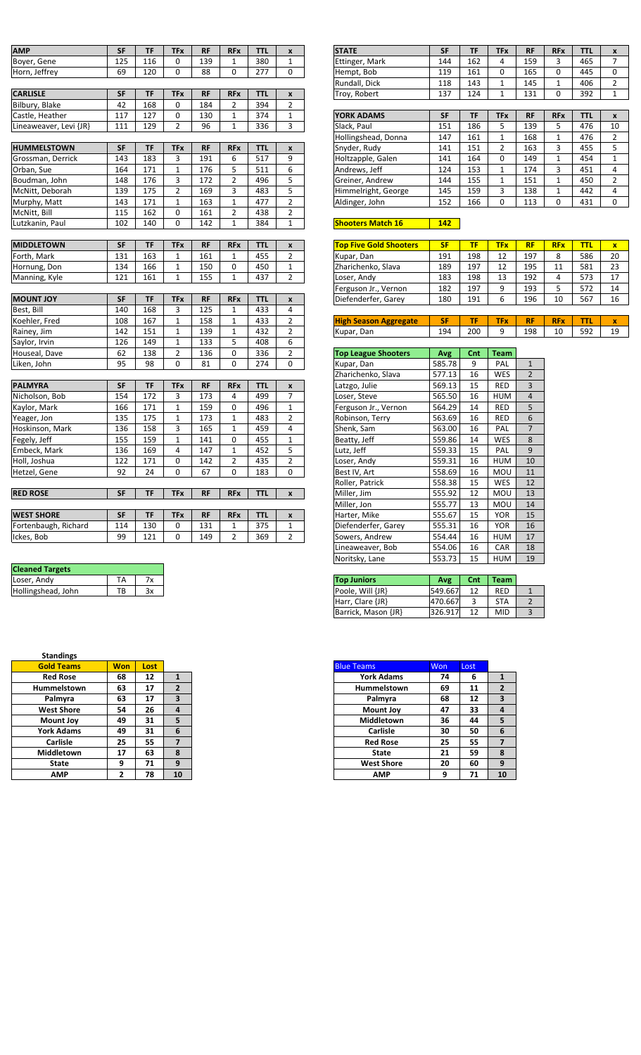| AMP | SF | TF | TFx | RF | RFx | TTL | x |
|---|---|---|---|---|---|---|---|
| Boyer, Gene | 125 | 116 | 0 | 139 | 1 | 380 | 1 |
| Horn, Jeffrey | 69 | 120 | 0 | 88 | 0 | 277 | 0 |

| CARLISLE | SF | TF | TFx | RF | RFx | TTL | x |
|---|---|---|---|---|---|---|---|
| Bilbury, Blake | 42 | 168 | 0 | 184 | 2 | 394 | 2 |
| Castle, Heather | 117 | 127 | 0 | 130 | 1 | 374 | 1 |
| Lineaweaver, Levi {JR} | 111 | 129 | 2 | 96 | 1 | 336 | 3 |

| HUMMELSTOWN | SF | TF | TFx | RF | RFx | TTL | x |
|---|---|---|---|---|---|---|---|
| Grossman, Derrick | 143 | 183 | 3 | 191 | 6 | 517 | 9 |
| Orban, Sue | 164 | 171 | 1 | 176 | 5 | 511 | 6 |
| Boudman, John | 148 | 176 | 3 | 172 | 2 | 496 | 5 |
| McNitt, Deborah | 139 | 175 | 2 | 169 | 3 | 483 | 5 |
| Murphy, Matt | 143 | 171 | 1 | 163 | 1 | 477 | 2 |
| McNitt, Bill | 115 | 162 | 0 | 161 | 2 | 438 | 2 |
| Lutzkanin, Paul | 102 | 140 | 0 | 142 | 1 | 384 | 1 |

| MIDDLETOWN | SF | TF | TFx | RF | RFx | TTL | x |
|---|---|---|---|---|---|---|---|
| Forth, Mark | 131 | 163 | 1 | 161 | 1 | 455 | 2 |
| Hornung, Don | 134 | 166 | 1 | 150 | 0 | 450 | 1 |
| Manning, Kyle | 121 | 161 | 1 | 155 | 1 | 437 | 2 |

| MOUNT JOY | SF | TF | TFx | RF | RFx | TTL | x |
|---|---|---|---|---|---|---|---|
| Best, Bill | 140 | 168 | 3 | 125 | 1 | 433 | 4 |
| Koehler, Fred | 108 | 167 | 1 | 158 | 1 | 433 | 2 |
| Rainey, Jim | 142 | 151 | 1 | 139 | 1 | 432 | 2 |
| Saylor, Irvin | 126 | 149 | 1 | 133 | 5 | 408 | 6 |
| Houseal, Dave | 62 | 138 | 2 | 136 | 0 | 336 | 2 |
| Liken, John | 95 | 98 | 0 | 81 | 0 | 274 | 0 |

| PALMYRA | SF | TF | TFx | RF | RFx | TTL | x |
|---|---|---|---|---|---|---|---|
| Nicholson, Bob | 154 | 172 | 3 | 173 | 4 | 499 | 7 |
| Kaylor, Mark | 166 | 171 | 1 | 159 | 0 | 496 | 1 |
| Yeager, Jon | 135 | 175 | 1 | 173 | 1 | 483 | 2 |
| Hoskinson, Mark | 136 | 158 | 3 | 165 | 1 | 459 | 4 |
| Fegely, Jeff | 155 | 159 | 1 | 141 | 0 | 455 | 1 |
| Embeck, Mark | 136 | 169 | 4 | 147 | 1 | 452 | 5 |
| Holl, Joshua | 122 | 171 | 0 | 142 | 2 | 435 | 2 |
| Hetzel, Gene | 92 | 24 | 0 | 67 | 0 | 183 | 0 |

| RED ROSE | SF | TF | TFx | RF | RFx | TTL | x |
|---|---|---|---|---|---|---|---|

| WEST SHORE | SF | TF | TFx | RF | RFx | TTL | x |
|---|---|---|---|---|---|---|---|
| Fortenbaugh, Richard | 114 | 130 | 0 | 131 | 1 | 375 | 1 |
| Ickes, Bob | 99 | 121 | 0 | 149 | 2 | 369 | 2 |

| Cleaned Targets | | |
|---|---|---|
| Loser, Andy | TA | 7x |
| Hollingshead, John | TB | 3x |

| STATE | SF | TF | TFx | RF | RFx | TTL | x |
|---|---|---|---|---|---|---|---|
| Ettinger, Mark | 144 | 162 | 4 | 159 | 3 | 465 | 7 |
| Hempt, Bob | 119 | 161 | 0 | 165 | 0 | 445 | 0 |
| Rundall, Dick | 118 | 143 | 1 | 145 | 1 | 406 | 2 |
| Troy, Robert | 137 | 124 | 1 | 131 | 0 | 392 | 1 |

| YORK ADAMS | SF | TF | TFx | RF | RFx | TTL | x |
|---|---|---|---|---|---|---|---|
| Slack, Paul | 151 | 186 | 5 | 139 | 5 | 476 | 10 |
| Hollingshead, Donna | 147 | 161 | 1 | 168 | 1 | 476 | 2 |
| Snyder, Rudy | 141 | 151 | 2 | 163 | 3 | 455 | 5 |
| Holtzapple, Galen | 141 | 164 | 0 | 149 | 1 | 454 | 1 |
| Andrews, Jeff | 124 | 153 | 1 | 174 | 3 | 451 | 4 |
| Greiner, Andrew | 144 | 155 | 1 | 151 | 1 | 450 | 2 |
| Himmelright, George | 145 | 159 | 3 | 138 | 1 | 442 | 4 |
| Aldinger, John | 152 | 166 | 0 | 113 | 0 | 431 | 0 |

| Shooters Match 16 | 142 |
|---|---|

| Top Five Gold Shooters | SF | TF | TFx | RF | RFx | TTL | x |
|---|---|---|---|---|---|---|---|
| Kupar, Dan | 191 | 198 | 12 | 197 | 8 | 586 | 20 |
| Zharichenko, Slava | 189 | 197 | 12 | 195 | 11 | 581 | 23 |
| Loser, Andy | 183 | 198 | 13 | 192 | 4 | 573 | 17 |
| Ferguson Jr., Vernon | 182 | 197 | 9 | 193 | 5 | 572 | 14 |
| Diefenderfer, Garey | 180 | 191 | 6 | 196 | 10 | 567 | 16 |

| High Season Aggregate | SF | TF | TFx | RF | RFx | TTL | x |
|---|---|---|---|---|---|---|---|
| Kupar, Dan | 194 | 200 | 9 | 198 | 10 | 592 | 19 |

| Top League Shooters | Avg | Cnt | Team | |
|---|---|---|---|---|
| Kupar, Dan | 585.78 | 9 | PAL | 1 |
| Zharichenko, Slava | 577.13 | 16 | WES | 2 |
| Latzgo, Julie | 569.13 | 15 | RED | 3 |
| Loser, Steve | 565.50 | 16 | HUM | 4 |
| Ferguson Jr., Vernon | 564.29 | 14 | RED | 5 |
| Robinson, Terry | 563.69 | 16 | RED | 6 |
| Shenk, Sam | 563.00 | 16 | PAL | 7 |
| Beatty, Jeff | 559.86 | 14 | WES | 8 |
| Lutz, Jeff | 559.33 | 15 | PAL | 9 |
| Loser, Andy | 559.31 | 16 | HUM | 10 |
| Best IV, Art | 558.69 | 16 | MOU | 11 |
| Roller, Patrick | 558.38 | 15 | WES | 12 |
| Miller, Jim | 555.92 | 12 | MOU | 13 |
| Miller, Jon | 555.77 | 13 | MOU | 14 |
| Harter, Mike | 555.67 | 15 | YOR | 15 |
| Diefenderfer, Garey | 555.31 | 16 | YOR | 16 |
| Sowers, Andrew | 554.44 | 16 | HUM | 17 |
| Lineaweaver, Bob | 554.06 | 16 | CAR | 18 |
| Noritsky, Lane | 553.73 | 15 | HUM | 19 |

| Top Juniors | Avg | Cnt | Team | |
|---|---|---|---|---|
| Poole, Will {JR} | 549.667 | 12 | RED | 1 |
| Harr, Clare {JR} | 470.667 | 3 | STA | 2 |
| Barrick, Mason {JR} | 326.917 | 12 | MID | 3 |

**Standings**

| Gold Teams | Won | Lost | |
|---|---|---|---|
| Red Rose | 68 | 12 | 1 |
| Hummelstown | 63 | 17 | 2 |
| Palmyra | 63 | 17 | 3 |
| West Shore | 54 | 26 | 4 |
| Mount Joy | 49 | 31 | 5 |
| York Adams | 49 | 31 | 6 |
| Carlisle | 25 | 55 | 7 |
| Middletown | 17 | 63 | 8 |
| State | 9 | 71 | 9 |
| AMP | 2 | 78 | 10 |

| Blue Teams | Won | Lost | |
|---|---|---|---|
| York Adams | 74 | 6 | 1 |
| Hummelstown | 69 | 11 | 2 |
| Palmyra | 68 | 12 | 3 |
| Mount Joy | 47 | 33 | 4 |
| Middletown | 36 | 44 | 5 |
| Carlisle | 30 | 50 | 6 |
| Red Rose | 25 | 55 | 7 |
| State | 21 | 59 | 8 |
| West Shore | 20 | 60 | 9 |
| AMP | 9 | 71 | 10 |